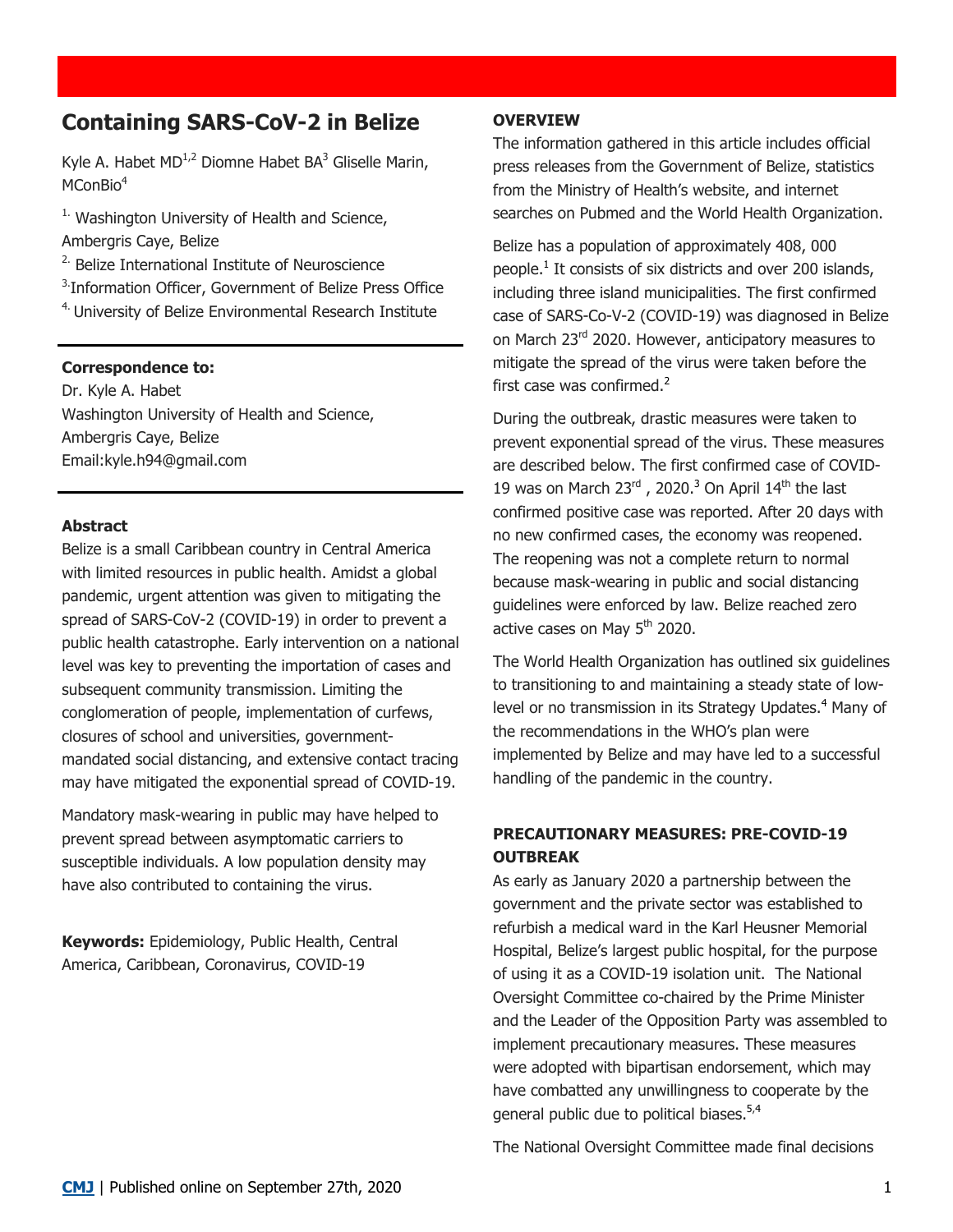# Containing SARS-CoV-2 in Belize

Kyle A. Habet MD[1,2] Diomne Habet BA[3] Gliselle Marin, MConBio[4]

1. Washington University of Health and Science, Ambergris Caye, Belize
2. Belize International Institute of Neuroscience
3. Information Officer, Government of Belize Press Office
4. University of Belize Environmental Research Institute

**Correspondence to:**
Dr. Kyle A. Habet
Washington University of Health and Science, Ambergris Caye, Belize
Email:kyle.h94@gmail.com

**Abstract**

Belize is a small Caribbean country in Central America with limited resources in public health. Amidst a global pandemic, urgent attention was given to mitigating the spread of SARS-CoV-2 (COVID-19) in order to prevent a public health catastrophe. Early intervention on a national level was key to preventing the importation of cases and subsequent community transmission. Limiting the conglomeration of people, implementation of curfews, closures of school and universities, government-mandated social distancing, and extensive contact tracing may have mitigated the exponential spread of COVID-19.

Mandatory mask-wearing in public may have helped to prevent spread between asymptomatic carriers to susceptible individuals. A low population density may have also contributed to containing the virus.

**Keywords:** Epidemiology, Public Health, Central America, Caribbean, Coronavirus, COVID-19

## OVERVIEW

The information gathered in this article includes official press releases from the Government of Belize, statistics from the Ministry of Health's website, and internet searches on Pubmed and the World Health Organization.

Belize has a population of approximately 408, 000 people.[1] It consists of six districts and over 200 islands, including three island municipalities. The first confirmed case of SARS-Co-V-2 (COVID-19) was diagnosed in Belize on March 23rd 2020. However, anticipatory measures to mitigate the spread of the virus were taken before the first case was confirmed.[2]

During the outbreak, drastic measures were taken to prevent exponential spread of the virus. These measures are described below. The first confirmed case of COVID-19 was on March 23rd , 2020.[3] On April 14th the last confirmed positive case was reported. After 20 days with no new confirmed cases, the economy was reopened. The reopening was not a complete return to normal because mask-wearing in public and social distancing guidelines were enforced by law. Belize reached zero active cases on May 5th 2020.

The World Health Organization has outlined six guidelines to transitioning to and maintaining a steady state of low-level or no transmission in its Strategy Updates.[4] Many of the recommendations in the WHO's plan were implemented by Belize and may have led to a successful handling of the pandemic in the country.

## PRECAUTIONARY MEASURES: PRE-COVID-19 OUTBREAK

As early as January 2020 a partnership between the government and the private sector was established to refurbish a medical ward in the Karl Heusner Memorial Hospital, Belize's largest public hospital, for the purpose of using it as a COVID-19 isolation unit. The National Oversight Committee co-chaired by the Prime Minister and the Leader of the Opposition Party was assembled to implement precautionary measures. These measures were adopted with bipartisan endorsement, which may have combatted any unwillingness to cooperate by the general public due to political biases.[5,4]

The National Oversight Committee made final decisions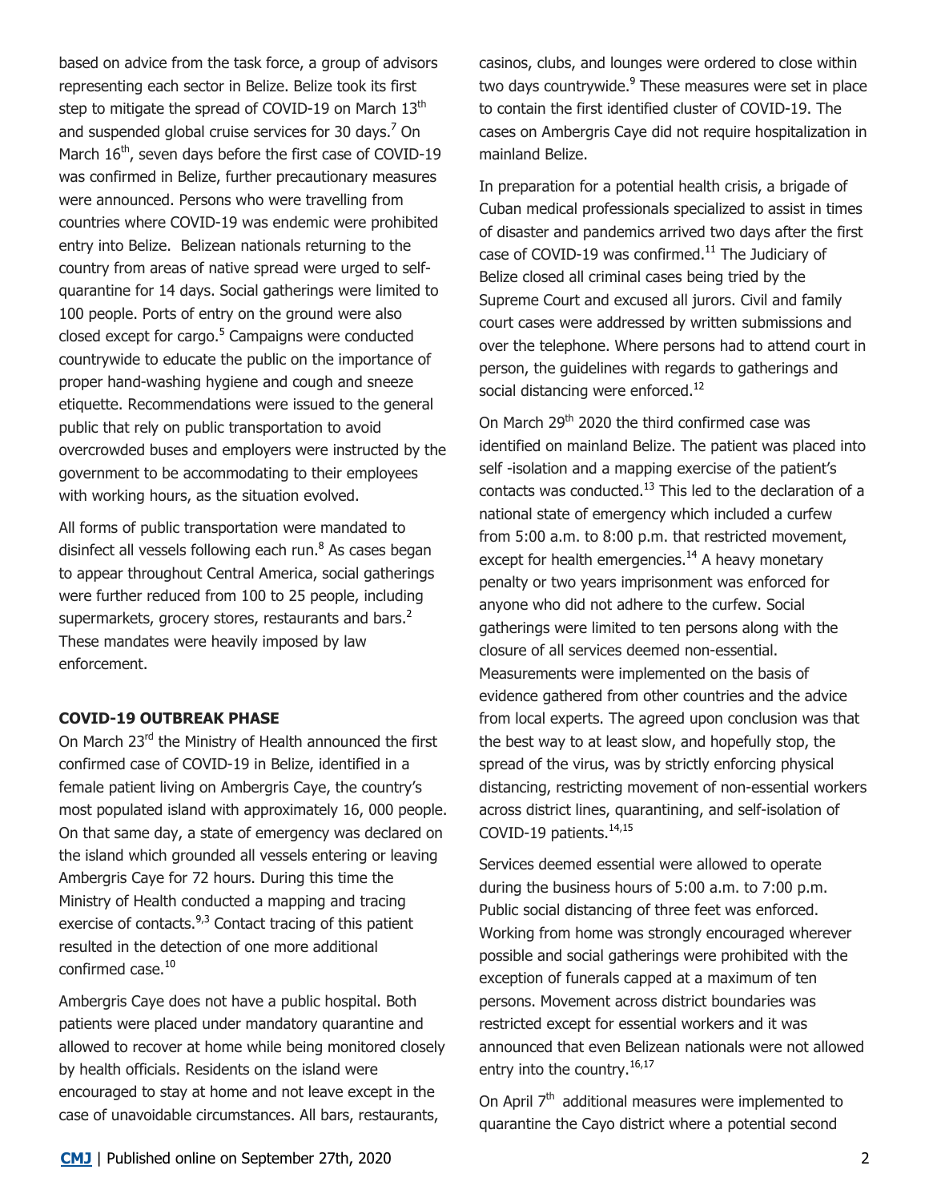based on advice from the task force, a group of advisors representing each sector in Belize. Belize took its first step to mitigate the spread of COVID-19 on March 13th and suspended global cruise services for 30 days.[7] On March 16th, seven days before the first case of COVID-19 was confirmed in Belize, further precautionary measures were announced. Persons who were travelling from countries where COVID-19 was endemic were prohibited entry into Belize. Belizean nationals returning to the country from areas of native spread were urged to self-quarantine for 14 days. Social gatherings were limited to 100 people. Ports of entry on the ground were also closed except for cargo.[5] Campaigns were conducted countrywide to educate the public on the importance of proper hand-washing hygiene and cough and sneeze etiquette. Recommendations were issued to the general public that rely on public transportation to avoid overcrowded buses and employers were instructed by the government to be accommodating to their employees with working hours, as the situation evolved.

All forms of public transportation were mandated to disinfect all vessels following each run.[8] As cases began to appear throughout Central America, social gatherings were further reduced from 100 to 25 people, including supermarkets, grocery stores, restaurants and bars.[2] These mandates were heavily imposed by law enforcement.

**COVID-19 OUTBREAK PHASE**

On March 23rd the Ministry of Health announced the first confirmed case of COVID-19 in Belize, identified in a female patient living on Ambergris Caye, the country's most populated island with approximately 16, 000 people. On that same day, a state of emergency was declared on the island which grounded all vessels entering or leaving Ambergris Caye for 72 hours. During this time the Ministry of Health conducted a mapping and tracing exercise of contacts.[9,3] Contact tracing of this patient resulted in the detection of one more additional confirmed case.[10]

Ambergris Caye does not have a public hospital. Both patients were placed under mandatory quarantine and allowed to recover at home while being monitored closely by health officials. Residents on the island were encouraged to stay at home and not leave except in the case of unavoidable circumstances. All bars, restaurants, casinos, clubs, and lounges were ordered to close within two days countrywide.[9] These measures were set in place to contain the first identified cluster of COVID-19. The cases on Ambergris Caye did not require hospitalization in mainland Belize.

In preparation for a potential health crisis, a brigade of Cuban medical professionals specialized to assist in times of disaster and pandemics arrived two days after the first case of COVID-19 was confirmed.[11] The Judiciary of Belize closed all criminal cases being tried by the Supreme Court and excused all jurors. Civil and family court cases were addressed by written submissions and over the telephone. Where persons had to attend court in person, the guidelines with regards to gatherings and social distancing were enforced.[12]

On March 29th 2020 the third confirmed case was identified on mainland Belize. The patient was placed into self -isolation and a mapping exercise of the patient's contacts was conducted.[13] This led to the declaration of a national state of emergency which included a curfew from 5:00 a.m. to 8:00 p.m. that restricted movement, except for health emergencies.[14] A heavy monetary penalty or two years imprisonment was enforced for anyone who did not adhere to the curfew. Social gatherings were limited to ten persons along with the closure of all services deemed non-essential. Measurements were implemented on the basis of evidence gathered from other countries and the advice from local experts. The agreed upon conclusion was that the best way to at least slow, and hopefully stop, the spread of the virus, was by strictly enforcing physical distancing, restricting movement of non-essential workers across district lines, quarantining, and self-isolation of COVID-19 patients.[14,15]

Services deemed essential were allowed to operate during the business hours of 5:00 a.m. to 7:00 p.m. Public social distancing of three feet was enforced. Working from home was strongly encouraged wherever possible and social gatherings were prohibited with the exception of funerals capped at a maximum of ten persons. Movement across district boundaries was restricted except for essential workers and it was announced that even Belizean nationals were not allowed entry into the country.[16,17]

On April 7th additional measures were implemented to quarantine the Cayo district where a potential second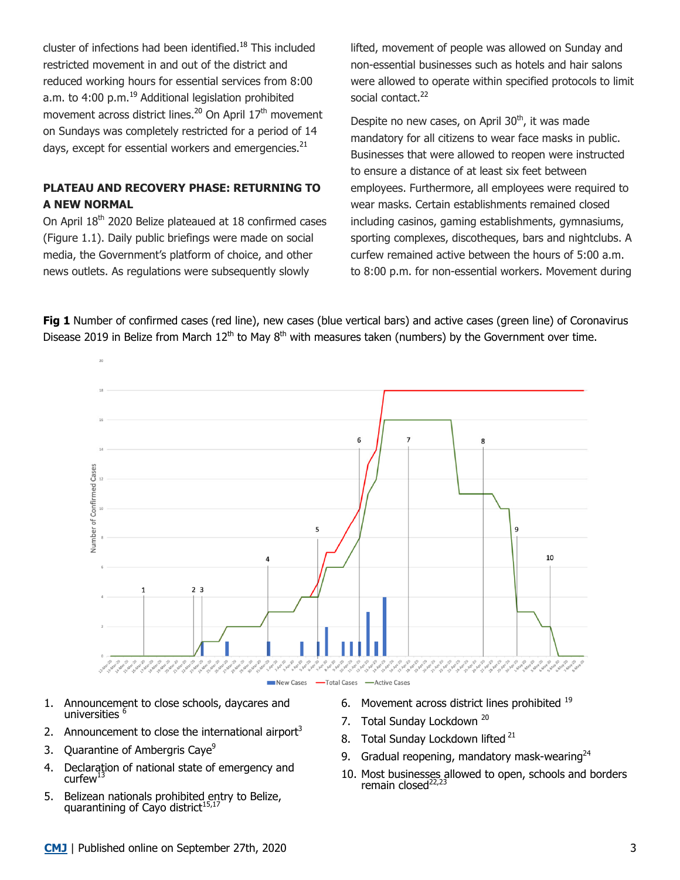cluster of infections had been identified.[18] This included restricted movement in and out of the district and reduced working hours for essential services from 8:00 a.m. to 4:00 p.m.[19] Additional legislation prohibited movement across district lines.[20] On April 17th movement on Sundays was completely restricted for a period of 14 days, except for essential workers and emergencies.[21]

## PLATEAU AND RECOVERY PHASE: RETURNING TO A NEW NORMAL

On April 18th 2020 Belize plateaued at 18 confirmed cases (Figure 1.1). Daily public briefings were made on social media, the Government's platform of choice, and other news outlets. As regulations were subsequently slowly lifted, movement of people was allowed on Sunday and non-essential businesses such as hotels and hair salons were allowed to operate within specified protocols to limit social contact.[22]

Despite no new cases, on April 30th, it was made mandatory for all citizens to wear face masks in public. Businesses that were allowed to reopen were instructed to ensure a distance of at least six feet between employees. Furthermore, all employees were required to wear masks. Certain establishments remained closed including casinos, gaming establishments, gymnasiums, sporting complexes, discotheques, bars and nightclubs. A curfew remained active between the hours of 5:00 a.m. to 8:00 p.m. for non-essential workers. Movement during

**Fig 1** Number of confirmed cases (red line), new cases (blue vertical bars) and active cases (green line) of Coronavirus Disease 2019 in Belize from March 12th to May 8th with measures taken (numbers) by the Government over time.

1. Announcement to close schools, daycares and universities [6]
2. Announcement to close the international airport[3]
3. Quarantine of Ambergris Caye[9]
4. Declaration of national state of emergency and curfew[13]
5. Belizean nationals prohibited entry to Belize, quarantining of Cayo district[15,17]
6. Movement across district lines prohibited [19]
7. Total Sunday Lockdown [20]
8. Total Sunday Lockdown lifted [21]
9. Gradual reopening, mandatory mask-wearing[24]
10. Most businesses allowed to open, schools and borders remain closed[22,23]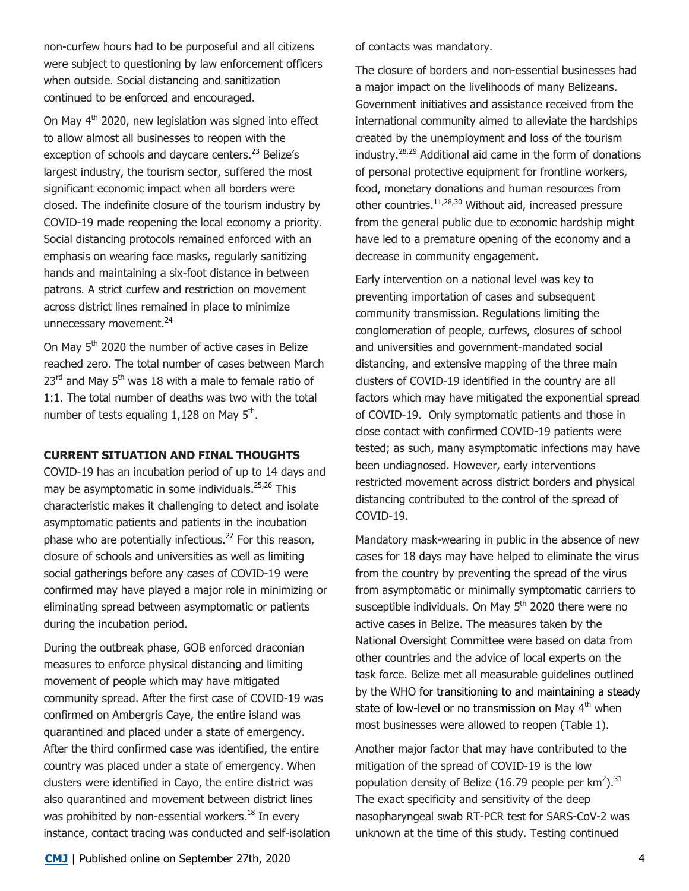non-curfew hours had to be purposeful and all citizens were subject to questioning by law enforcement officers when outside. Social distancing and sanitization continued to be enforced and encouraged.

On May 4th 2020, new legislation was signed into effect to allow almost all businesses to reopen with the exception of schools and daycare centers.[23] Belize's largest industry, the tourism sector, suffered the most significant economic impact when all borders were closed. The indefinite closure of the tourism industry by COVID-19 made reopening the local economy a priority. Social distancing protocols remained enforced with an emphasis on wearing face masks, regularly sanitizing hands and maintaining a six-foot distance in between patrons. A strict curfew and restriction on movement across district lines remained in place to minimize unnecessary movement.[24]

On May 5th 2020 the number of active cases in Belize reached zero. The total number of cases between March 23rd and May 5th was 18 with a male to female ratio of 1:1. The total number of deaths was two with the total number of tests equaling 1,128 on May 5th.

## CURRENT SITUATION AND FINAL THOUGHTS

COVID-19 has an incubation period of up to 14 days and may be asymptomatic in some individuals.[25,26] This characteristic makes it challenging to detect and isolate asymptomatic patients and patients in the incubation phase who are potentially infectious.[27] For this reason, closure of schools and universities as well as limiting social gatherings before any cases of COVID-19 were confirmed may have played a major role in minimizing or eliminating spread between asymptomatic or patients during the incubation period.

During the outbreak phase, GOB enforced draconian measures to enforce physical distancing and limiting movement of people which may have mitigated community spread. After the first case of COVID-19 was confirmed on Ambergris Caye, the entire island was quarantined and placed under a state of emergency. After the third confirmed case was identified, the entire country was placed under a state of emergency. When clusters were identified in Cayo, the entire district was also quarantined and movement between district lines was prohibited by non-essential workers.[18] In every instance, contact tracing was conducted and self-isolation of contacts was mandatory.

The closure of borders and non-essential businesses had a major impact on the livelihoods of many Belizeans. Government initiatives and assistance received from the international community aimed to alleviate the hardships created by the unemployment and loss of the tourism industry.[28,29] Additional aid came in the form of donations of personal protective equipment for frontline workers, food, monetary donations and human resources from other countries.[11,28,30] Without aid, increased pressure from the general public due to economic hardship might have led to a premature opening of the economy and a decrease in community engagement.

Early intervention on a national level was key to preventing importation of cases and subsequent community transmission. Regulations limiting the conglomeration of people, curfews, closures of school and universities and government-mandated social distancing, and extensive mapping of the three main clusters of COVID-19 identified in the country are all factors which may have mitigated the exponential spread of COVID-19. Only symptomatic patients and those in close contact with confirmed COVID-19 patients were tested; as such, many asymptomatic infections may have been undiagnosed. However, early interventions restricted movement across district borders and physical distancing contributed to the control of the spread of COVID-19.

Mandatory mask-wearing in public in the absence of new cases for 18 days may have helped to eliminate the virus from the country by preventing the spread of the virus from asymptomatic or minimally symptomatic carriers to susceptible individuals. On May 5th 2020 there were no active cases in Belize. The measures taken by the National Oversight Committee were based on data from other countries and the advice of local experts on the task force. Belize met all measurable guidelines outlined by the WHO for transitioning to and maintaining a steady state of low-level or no transmission on May 4th when most businesses were allowed to reopen (Table 1).

Another major factor that may have contributed to the mitigation of the spread of COVID-19 is the low population density of Belize (16.79 people per $km^2$).[31] The exact specificity and sensitivity of the deep nasopharyngeal swab RT-PCR test for SARS-CoV-2 was unknown at the time of this study. Testing continued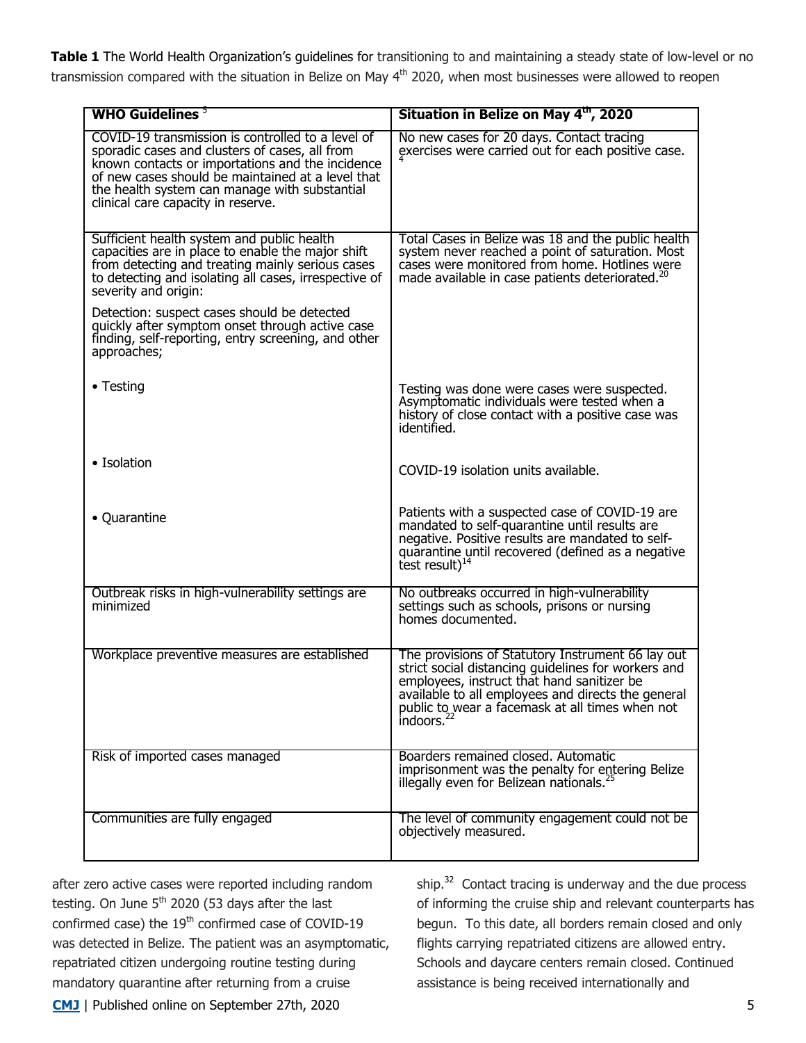**Table 1** The World Health Organization's guidelines for transitioning to and maintaining a steady state of low-level or no transmission compared with the situation in Belize on May 4th 2020, when most businesses were allowed to reopen

| **WHO Guidelines** [5] | **Situation in Belize on May 4th, 2020** |
|---|---|
| COVID-19 transmission is controlled to a level of sporadic cases and clusters of cases, all from known contacts or importations and the incidence of new cases should be maintained at a level that the health system can manage with substantial clinical care capacity in reserve. | No new cases for 20 days. Contact tracing exercises were carried out for each positive case. [4] |
| Sufficient health system and public health capacities are in place to enable the major shift from detecting and treating mainly serious cases to detecting and isolating all cases, irrespective of severity and origin: <br><br> Detection: suspect cases should be detected quickly after symptom onset through active case finding, self-reporting, entry screening, and other approaches; | Total Cases in Belize was 18 and the public health system never reached a point of saturation. Most cases were monitored from home. Hotlines were made available in case patients deteriorated.[20] |
| • Testing | Testing was done were cases were suspected. Asymptomatic individuals were tested when a history of close contact with a positive case was identified. |
| • Isolation | COVID-19 isolation units available. |
| • Quarantine | Patients with a suspected case of COVID-19 are mandated to self-quarantine until results are negative. Positive results are mandated to self-quarantine until recovered (defined as a negative test result)[14] |
| Outbreak risks in high-vulnerability settings are minimized | No outbreaks occurred in high-vulnerability settings such as schools, prisons or nursing homes documented. |
| Workplace preventive measures are established | The provisions of Statutory Instrument 66 lay out strict social distancing guidelines for workers and employees, instruct that hand sanitizer be available to all employees and directs the general public to wear a facemask at all times when not indoors.[22] |
| Risk of imported cases managed | Boarders remained closed. Automatic imprisonment was the penalty for entering Belize illegally even for Belizean nationals.[25] |
| Communities are fully engaged | The level of community engagement could not be objectively measured. |

after zero active cases were reported including random testing. On June 5th 2020 (53 days after the last confirmed case) the 19th confirmed case of COVID-19 was detected in Belize. The patient was an asymptomatic, repatriated citizen undergoing routine testing during mandatory quarantine after returning from a cruise ship.[32] Contact tracing is underway and the due process of informing the cruise ship and relevant counterparts has begun. To this date, all borders remain closed and only flights carrying repatriated citizens are allowed entry. Schools and daycare centers remain closed. Continued assistance is being received internationally and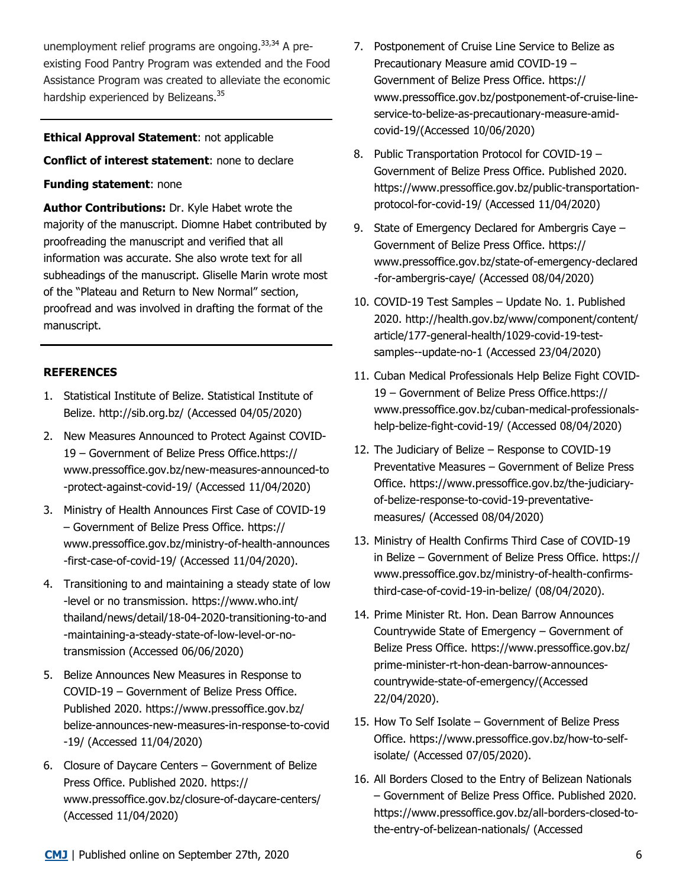unemployment relief programs are ongoing.[33,34] A pre-existing Food Pantry Program was extended and the Food Assistance Program was created to alleviate the economic hardship experienced by Belizeans.[35]

**Ethical Approval Statement**: not applicable

**Conflict of interest statement**: none to declare

**Funding statement**: none

**Author Contributions:** Dr. Kyle Habet wrote the majority of the manuscript. Diomne Habet contributed by proofreading the manuscript and verified that all information was accurate. She also wrote text for all subheadings of the manuscript. Gliselle Marin wrote most of the "Plateau and Return to New Normal" section, proofread and was involved in drafting the format of the manuscript.

## REFERENCES

1. Statistical Institute of Belize. Statistical Institute of Belize. http://sib.org.bz/ (Accessed 04/05/2020)
2. New Measures Announced to Protect Against COVID-19 – Government of Belize Press Office.https://www.pressoffice.gov.bz/new-measures-announced-to-protect-against-covid-19/ (Accessed 11/04/2020)
3. Ministry of Health Announces First Case of COVID-19 – Government of Belize Press Office. https://www.pressoffice.gov.bz/ministry-of-health-announces-first-case-of-covid-19/ (Accessed 11/04/2020).
4. Transitioning to and maintaining a steady state of low-level or no transmission. https://www.who.int/thailand/news/detail/18-04-2020-transitioning-to-and-maintaining-a-steady-state-of-low-level-or-no-transmission (Accessed 06/06/2020)
5. Belize Announces New Measures in Response to COVID-19 – Government of Belize Press Office. Published 2020. https://www.pressoffice.gov.bz/belize-announces-new-measures-in-response-to-covid-19/ (Accessed 11/04/2020)
6. Closure of Daycare Centers – Government of Belize Press Office. Published 2020. https://www.pressoffice.gov.bz/closure-of-daycare-centers/ (Accessed 11/04/2020)
7. Postponement of Cruise Line Service to Belize as Precautionary Measure amid COVID-19 – Government of Belize Press Office. https://www.pressoffice.gov.bz/postponement-of-cruise-line-service-to-belize-as-precautionary-measure-amid-covid-19/(Accessed 10/06/2020)
8. Public Transportation Protocol for COVID-19 – Government of Belize Press Office. Published 2020. https://www.pressoffice.gov.bz/public-transportation-protocol-for-covid-19/ (Accessed 11/04/2020)
9. State of Emergency Declared for Ambergris Caye – Government of Belize Press Office. https://www.pressoffice.gov.bz/state-of-emergency-declared-for-ambergris-caye/ (Accessed 08/04/2020)
10. COVID-19 Test Samples – Update No. 1. Published 2020. http://health.gov.bz/www/component/content/article/177-general-health/1029-covid-19-test-samples--update-no-1 (Accessed 23/04/2020)
11. Cuban Medical Professionals Help Belize Fight COVID-19 – Government of Belize Press Office.https://www.pressoffice.gov.bz/cuban-medical-professionals-help-belize-fight-covid-19/ (Accessed 08/04/2020)
12. The Judiciary of Belize – Response to COVID-19 Preventative Measures – Government of Belize Press Office. https://www.pressoffice.gov.bz/the-judiciary-of-belize-response-to-covid-19-preventative-measures/ (Accessed 08/04/2020)
13. Ministry of Health Confirms Third Case of COVID-19 in Belize – Government of Belize Press Office. https://www.pressoffice.gov.bz/ministry-of-health-confirms-third-case-of-covid-19-in-belize/ (08/04/2020).
14. Prime Minister Rt. Hon. Dean Barrow Announces Countrywide State of Emergency – Government of Belize Press Office. https://www.pressoffice.gov.bz/prime-minister-rt-hon-dean-barrow-announces-countrywide-state-of-emergency/(Accessed 22/04/2020).
15. How To Self Isolate – Government of Belize Press Office. https://www.pressoffice.gov.bz/how-to-self-isolate/ (Accessed 07/05/2020).
16. All Borders Closed to the Entry of Belizean Nationals – Government of Belize Press Office. Published 2020. https://www.pressoffice.gov.bz/all-borders-closed-to-the-entry-of-belizean-nationals/ (Accessed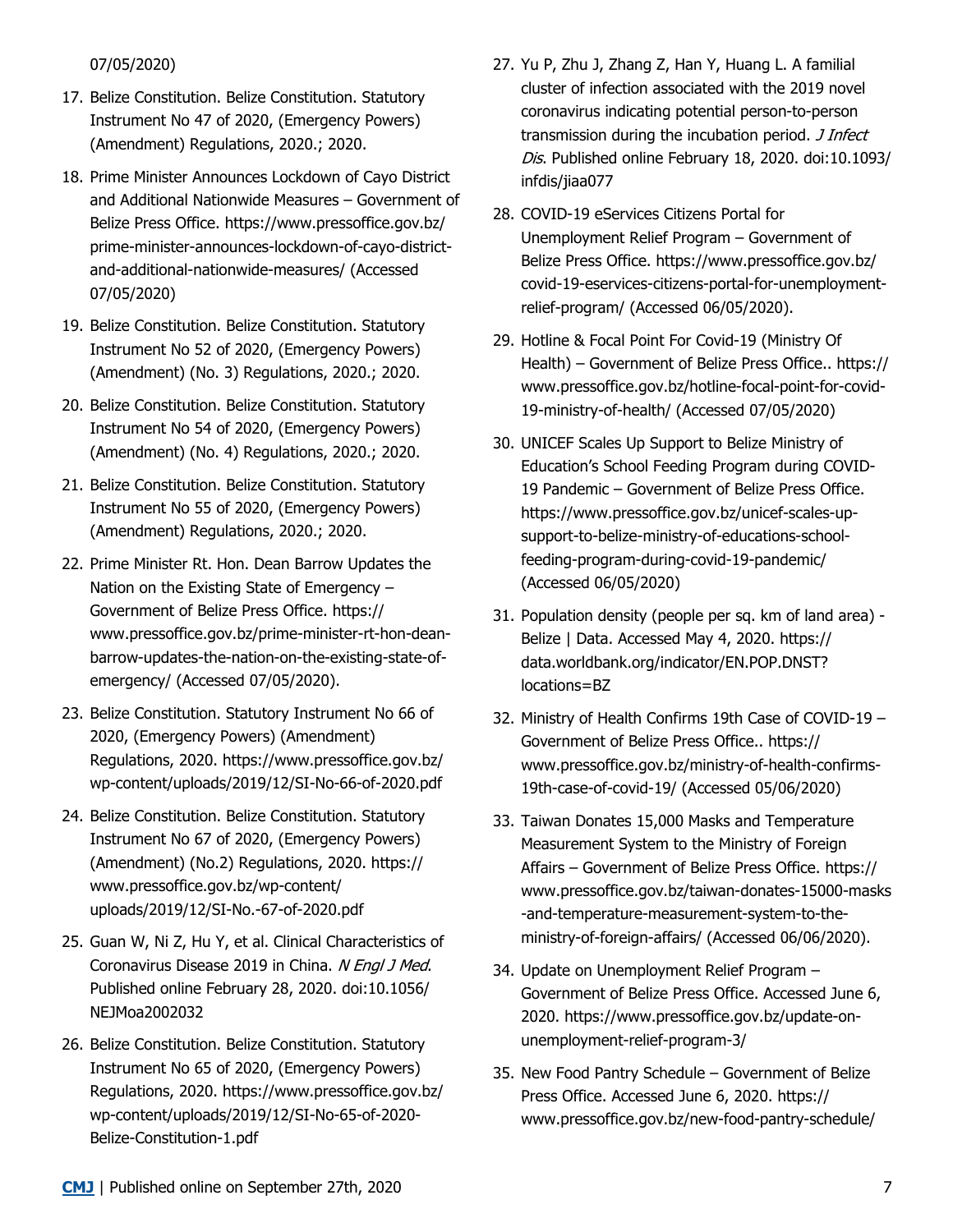07/05/2020)

17. Belize Constitution. Belize Constitution. Statutory Instrument No 47 of 2020, (Emergency Powers) (Amendment) Regulations, 2020.; 2020.
18. Prime Minister Announces Lockdown of Cayo District and Additional Nationwide Measures – Government of Belize Press Office. https://www.pressoffice.gov.bz/prime-minister-announces-lockdown-of-cayo-district-and-additional-nationwide-measures/ (Accessed 07/05/2020)
19. Belize Constitution. Belize Constitution. Statutory Instrument No 52 of 2020, (Emergency Powers) (Amendment) (No. 3) Regulations, 2020.; 2020.
20. Belize Constitution. Belize Constitution. Statutory Instrument No 54 of 2020, (Emergency Powers) (Amendment) (No. 4) Regulations, 2020.; 2020.
21. Belize Constitution. Belize Constitution. Statutory Instrument No 55 of 2020, (Emergency Powers) (Amendment) Regulations, 2020.; 2020.
22. Prime Minister Rt. Hon. Dean Barrow Updates the Nation on the Existing State of Emergency – Government of Belize Press Office. https://www.pressoffice.gov.bz/prime-minister-rt-hon-dean-barrow-updates-the-nation-on-the-existing-state-of-emergency/ (Accessed 07/05/2020).
23. Belize Constitution. Statutory Instrument No 66 of 2020, (Emergency Powers) (Amendment) Regulations, 2020. https://www.pressoffice.gov.bz/wp-content/uploads/2019/12/SI-No-66-of-2020.pdf
24. Belize Constitution. Belize Constitution. Statutory Instrument No 67 of 2020, (Emergency Powers) (Amendment) (No.2) Regulations, 2020. https://www.pressoffice.gov.bz/wp-content/uploads/2019/12/SI-No.-67-of-2020.pdf
25. Guan W, Ni Z, Hu Y, et al. Clinical Characteristics of Coronavirus Disease 2019 in China. *N Engl J Med*. Published online February 28, 2020. doi:10.1056/NEJMoa2002032
26. Belize Constitution. Belize Constitution. Statutory Instrument No 65 of 2020, (Emergency Powers) Regulations, 2020. https://www.pressoffice.gov.bz/wp-content/uploads/2019/12/SI-No-65-of-2020-Belize-Constitution-1.pdf
27. Yu P, Zhu J, Zhang Z, Han Y, Huang L. A familial cluster of infection associated with the 2019 novel coronavirus indicating potential person-to-person transmission during the incubation period. *J Infect Dis*. Published online February 18, 2020. doi:10.1093/infdis/jiaa077
28. COVID-19 eServices Citizens Portal for Unemployment Relief Program – Government of Belize Press Office. https://www.pressoffice.gov.bz/covid-19-eservices-citizens-portal-for-unemployment-relief-program/ (Accessed 06/05/2020).
29. Hotline & Focal Point For Covid-19 (Ministry Of Health) – Government of Belize Press Office.. https://www.pressoffice.gov.bz/hotline-focal-point-for-covid-19-ministry-of-health/ (Accessed 07/05/2020)
30. UNICEF Scales Up Support to Belize Ministry of Education's School Feeding Program during COVID-19 Pandemic – Government of Belize Press Office. https://www.pressoffice.gov.bz/unicef-scales-up-support-to-belize-ministry-of-educations-school-feeding-program-during-covid-19-pandemic/ (Accessed 06/05/2020)
31. Population density (people per sq. km of land area) - Belize | Data. Accessed May 4, 2020. https://data.worldbank.org/indicator/EN.POP.DNST?locations=BZ
32. Ministry of Health Confirms 19th Case of COVID-19 – Government of Belize Press Office.. https://www.pressoffice.gov.bz/ministry-of-health-confirms-19th-case-of-covid-19/ (Accessed 05/06/2020)
33. Taiwan Donates 15,000 Masks and Temperature Measurement System to the Ministry of Foreign Affairs – Government of Belize Press Office. https://www.pressoffice.gov.bz/taiwan-donates-15000-masks-and-temperature-measurement-system-to-the-ministry-of-foreign-affairs/ (Accessed 06/06/2020).
34. Update on Unemployment Relief Program – Government of Belize Press Office. Accessed June 6, 2020. https://www.pressoffice.gov.bz/update-on-unemployment-relief-program-3/
35. New Food Pantry Schedule – Government of Belize Press Office. Accessed June 6, 2020. https://www.pressoffice.gov.bz/new-food-pantry-schedule/